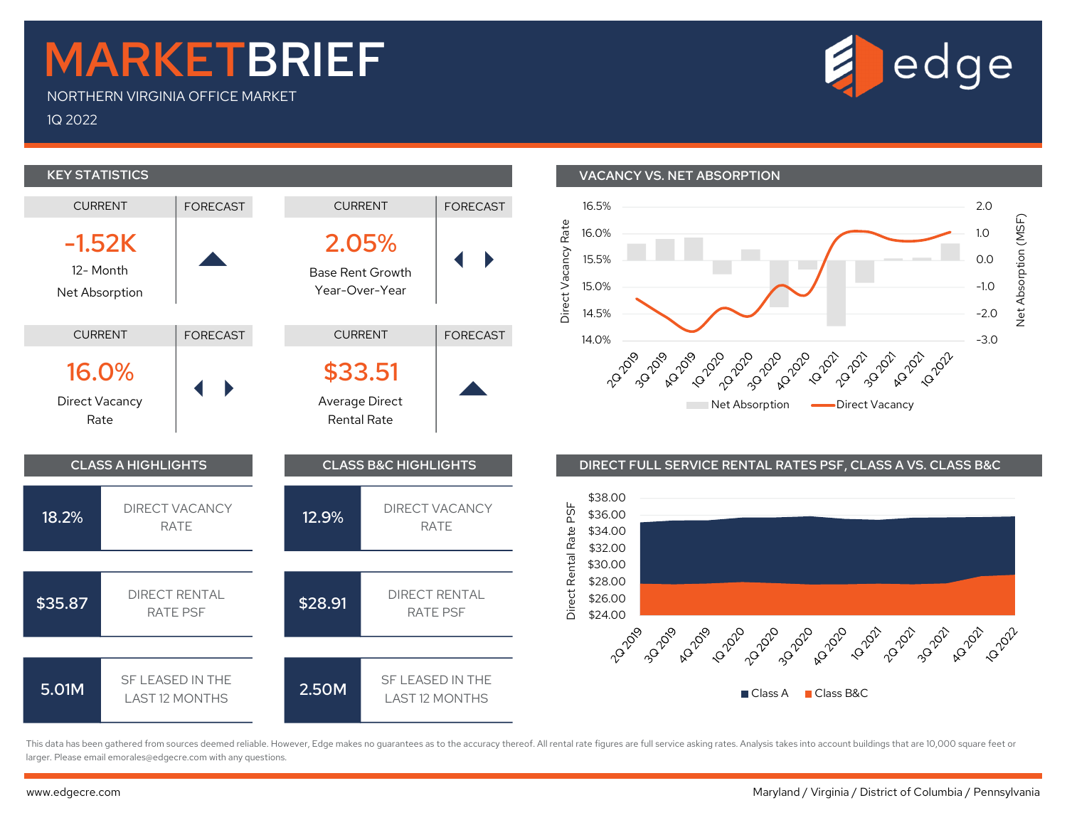# MARKETBRIEF

NORTHERN VIRGINIA OFFICE MARKET

1Q 2022

edge

## KEY STATISTICS

| CURRENT | FORECAST |
|---|---|
| **-1.52K** 12- Month Net Absorption | ▲ |
| **2.05%** Base Rent Growth Year-Over-Year | ◀ ▶ |
| **16.0%** Direct Vacancy Rate | ◀ ▶ |
| **$33.51** Average Direct Rental Rate | ▲ |

## VACANCY VS. NET ABSORPTION

Direct Vacancy Rate: 16.5%, 16.0%, 15.5%, 15.0%, 14.5%, 14.0%

Net Absorption (MSF): 2.0, 1.0, 0.0, -1.0, -2.0, -3.0

2Q 2019, 3Q 2019, 4Q 2019, 1Q 2020, 2Q 2020, 3Q 2020, 4Q 2020, 1Q 2021, 2Q 2021, 3Q 2021, 4Q 2021, 1Q 2022

Net Absorption | Direct Vacancy

## CLASS A HIGHLIGHTS

| | |
|---|---|
| 18.2% | DIRECT VACANCY RATE |
| $35.87 | DIRECT RENTAL RATE PSF |
| 5.01M | SF LEASED IN THE LAST 12 MONTHS |

## CLASS B&C HIGHLIGHTS

| | |
|---|---|
| 12.9% | DIRECT VACANCY RATE |
| $28.91 | DIRECT RENTAL RATE PSF |
| 2.50M | SF LEASED IN THE LAST 12 MONTHS |

## DIRECT FULL SERVICE RENTAL RATES PSF, CLASS A VS. CLASS B&C

Direct Rental Rate PSF: $38.00, $36.00, $34.00, $32.00, $30.00, $28.00, $26.00, $24.00

2Q 2019, 3Q 2019, 4Q 2019, 1Q 2020, 2Q 2020, 3Q 2020, 4Q 2020, 1Q 2021, 2Q 2021, 3Q 2021, 4Q 2021, 1Q 2022

Class A | Class B&C

This data has been gathered from sources deemed reliable. However, Edge makes no guarantees as to the accuracy thereof. All rental rate figures are full service asking rates. Analysis takes into account buildings that are 10,000 square feet or larger. Please email emorales@edgecre.com with any questions.

www.edgecre.com

Maryland / Virginia / District of Columbia / Pennsylvania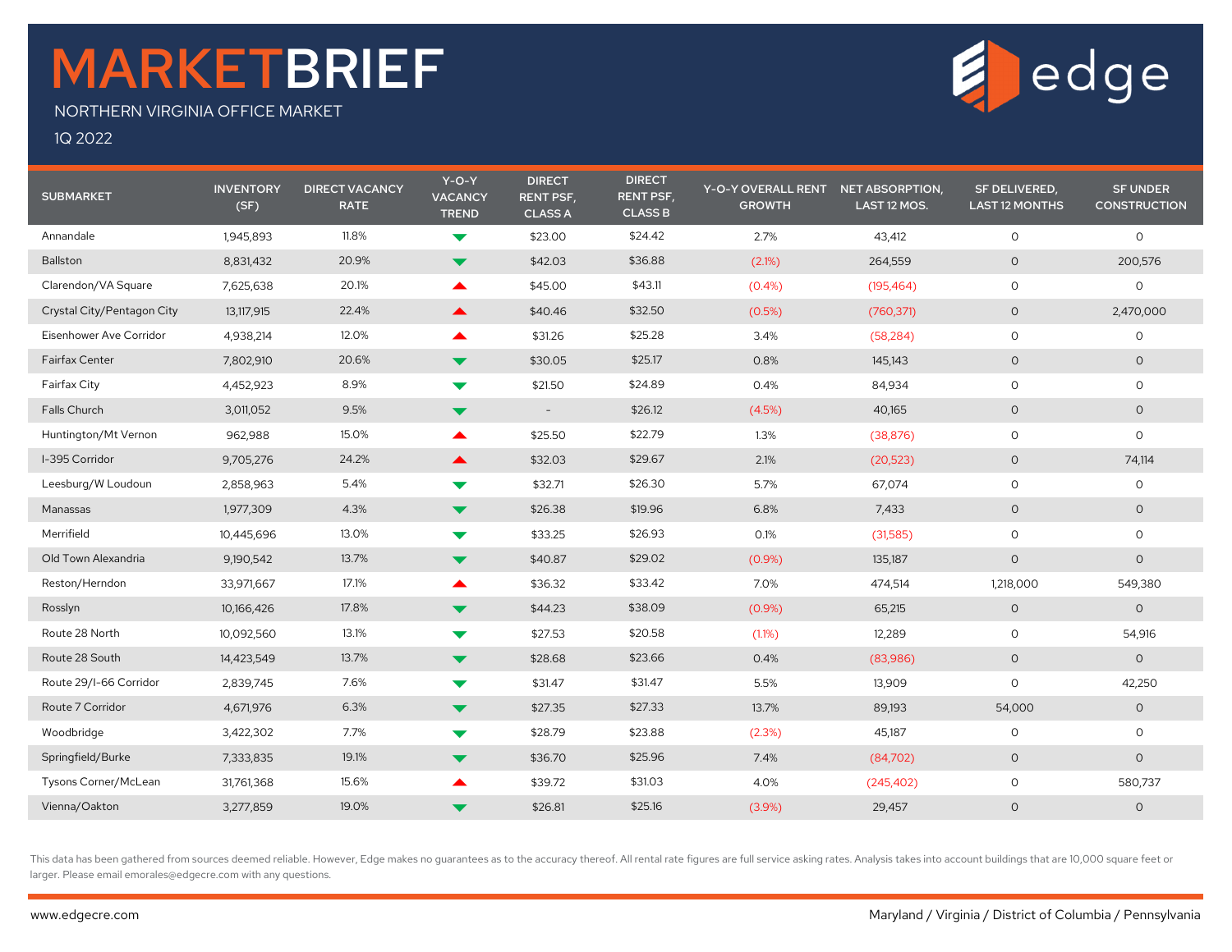# MARKETBRIEF

NORTHERN VIRGINIA OFFICE MARKET

1Q 2022

edge

| SUBMARKET | INVENTORY (SF) | DIRECT VACANCY RATE | Y-O-Y VACANCY TREND | DIRECT RENT PSF, CLASS A | DIRECT RENT PSF, CLASS B | Y-O-Y OVERALL RENT GROWTH | NET ABSORPTION, LAST 12 MOS. | SF DELIVERED, LAST 12 MONTHS | SF UNDER CONSTRUCTION |
|---|---|---|---|---|---|---|---|---|---|
| Annandale | 1,945,893 | 11.8% | ▼ | $23.00 | $24.42 | 2.7% | 43,412 | 0 | 0 |
| Ballston | 8,831,432 | 20.9% | ▼ | $42.03 | $36.88 | (2.1%) | 264,559 | 0 | 200,576 |
| Clarendon/VA Square | 7,625,638 | 20.1% | ▲ | $45.00 | $43.11 | (0.4%) | (195,464) | 0 | 0 |
| Crystal City/Pentagon City | 13,117,915 | 22.4% | ▲ | $40.46 | $32.50 | (0.5%) | (760,371) | 0 | 2,470,000 |
| Eisenhower Ave Corridor | 4,938,214 | 12.0% | ▲ | $31.26 | $25.28 | 3.4% | (58,284) | 0 | 0 |
| Fairfax Center | 7,802,910 | 20.6% | ▼ | $30.05 | $25.17 | 0.8% | 145,143 | 0 | 0 |
| Fairfax City | 4,452,923 | 8.9% | ▼ | $21.50 | $24.89 | 0.4% | 84,934 | 0 | 0 |
| Falls Church | 3,011,052 | 9.5% | ▼ | - | $26.12 | (4.5%) | 40,165 | 0 | 0 |
| Huntington/Mt Vernon | 962,988 | 15.0% | ▲ | $25.50 | $22.79 | 1.3% | (38,876) | 0 | 0 |
| I-395 Corridor | 9,705,276 | 24.2% | ▲ | $32.03 | $29.67 | 2.1% | (20,523) | 0 | 74,114 |
| Leesburg/W Loudoun | 2,858,963 | 5.4% | ▼ | $32.71 | $26.30 | 5.7% | 67,074 | 0 | 0 |
| Manassas | 1,977,309 | 4.3% | ▼ | $26.38 | $19.96 | 6.8% | 7,433 | 0 | 0 |
| Merrifield | 10,445,696 | 13.0% | ▼ | $33.25 | $26.93 | 0.1% | (31,585) | 0 | 0 |
| Old Town Alexandria | 9,190,542 | 13.7% | ▼ | $40.87 | $29.02 | (0.9%) | 135,187 | 0 | 0 |
| Reston/Herndon | 33,971,667 | 17.1% | ▲ | $36.32 | $33.42 | 7.0% | 474,514 | 1,218,000 | 549,380 |
| Rosslyn | 10,166,426 | 17.8% | ▼ | $44.23 | $38.09 | (0.9%) | 65,215 | 0 | 0 |
| Route 28 North | 10,092,560 | 13.1% | ▼ | $27.53 | $20.58 | (1.1%) | 12,289 | 0 | 54,916 |
| Route 28 South | 14,423,549 | 13.7% | ▼ | $28.68 | $23.66 | 0.4% | (83,986) | 0 | 0 |
| Route 29/I-66 Corridor | 2,839,745 | 7.6% | ▼ | $31.47 | $31.47 | 5.5% | 13,909 | 0 | 42,250 |
| Route 7 Corridor | 4,671,976 | 6.3% | ▼ | $27.35 | $27.33 | 13.7% | 89,193 | 54,000 | 0 |
| Woodbridge | 3,422,302 | 7.7% | ▼ | $28.79 | $23.88 | (2.3%) | 45,187 | 0 | 0 |
| Springfield/Burke | 7,333,835 | 19.1% | ▼ | $36.70 | $25.96 | 7.4% | (84,702) | 0 | 0 |
| Tysons Corner/McLean | 31,761,368 | 15.6% | ▲ | $39.72 | $31.03 | 4.0% | (245,402) | 0 | 580,737 |
| Vienna/Oakton | 3,277,859 | 19.0% | ▼ | $26.81 | $25.16 | (3.9%) | 29,457 | 0 | 0 |

This data has been gathered from sources deemed reliable. However, Edge makes no guarantees as to the accuracy thereof. All rental rate figures are full service asking rates. Analysis takes into account buildings that are 10,000 square feet or larger. Please email emorales@edgecre.com with any questions.

www.edgecre.com

Maryland / Virginia / District of Columbia / Pennsylvania